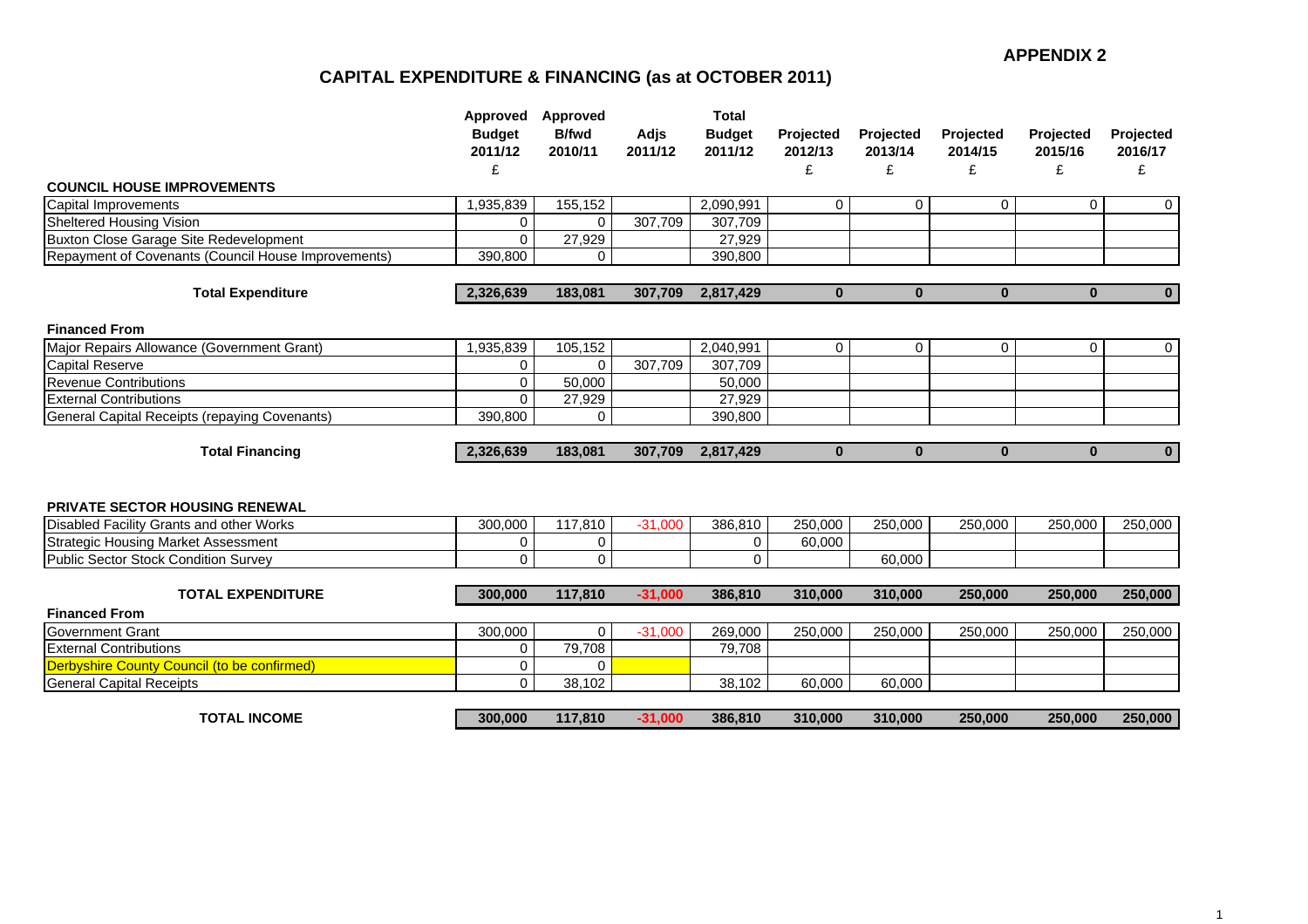**APPENDIX 2**

# CAPITAL EXPENDITURE & FINANCING (as at OCTOBER 2011)

| | Approved Budget 2011/12 £ | Approved B/fwd 2010/11 | Adjs 2011/12 | Total Budget 2011/12 | Projected 2012/13 £ | Projected 2013/14 £ | Projected 2014/15 £ | Projected 2015/16 £ | Projected 2016/17 £ |
|---|---|---|---|---|---|---|---|---|---|
| **COUNCIL HOUSE IMPROVEMENTS** | | | | | | | | | |
| Capital Improvements | 1,935,839 | 155,152 | | 2,090,991 | 0 | 0 | 0 | 0 | 0 |
| Sheltered Housing Vision | 0 | 0 | 307,709 | 307,709 | | | | | |
| Buxton Close Garage Site Redevelopment | 0 | 27,929 | | 27,929 | | | | | |
| Repayment of Covenants (Council House Improvements) | 390,800 | 0 | | 390,800 | | | | | |
| **Total Expenditure** | **2,326,639** | **183,081** | **307,709** | **2,817,429** | **0** | **0** | **0** | **0** | **0** |
| **Financed From** | | | | | | | | | |
| Major Repairs Allowance (Government Grant) | 1,935,839 | 105,152 | | 2,040,991 | 0 | 0 | 0 | 0 | 0 |
| Capital Reserve | 0 | 0 | 307,709 | 307,709 | | | | | |
| Revenue Contributions | 0 | 50,000 | | 50,000 | | | | | |
| External Contributions | 0 | 27,929 | | 27,929 | | | | | |
| General Capital Receipts (repaying Covenants) | 390,800 | 0 | | 390,800 | | | | | |
| **Total Financing** | **2,326,639** | **183,081** | **307,709** | **2,817,429** | **0** | **0** | **0** | **0** | **0** |
| **PRIVATE SECTOR HOUSING RENEWAL** | | | | | | | | | |
| Disabled Facility Grants and other Works | 300,000 | 117,810 | -31,000 | 386,810 | 250,000 | 250,000 | 250,000 | 250,000 | 250,000 |
| Strategic Housing Market Assessment | 0 | 0 | | 0 | 60,000 | | | | |
| Public Sector Stock Condition Survey | 0 | 0 | | 0 | | 60,000 | | | |
| **TOTAL EXPENDITURE** | **300,000** | **117,810** | **-31,000** | **386,810** | **310,000** | **310,000** | **250,000** | **250,000** | **250,000** |
| **Financed From** | | | | | | | | | |
| Government Grant | 300,000 | 0 | -31,000 | 269,000 | 250,000 | 250,000 | 250,000 | 250,000 | 250,000 |
| External Contributions | 0 | 79,708 | | 79,708 | | | | | |
| Derbyshire County Council (to be confirmed) | 0 | 0 | | | | | | | |
| General Capital Receipts | 0 | 38,102 | | 38,102 | 60,000 | 60,000 | | | |
| **TOTAL INCOME** | **300,000** | **117,810** | **-31,000** | **386,810** | **310,000** | **310,000** | **250,000** | **250,000** | **250,000** |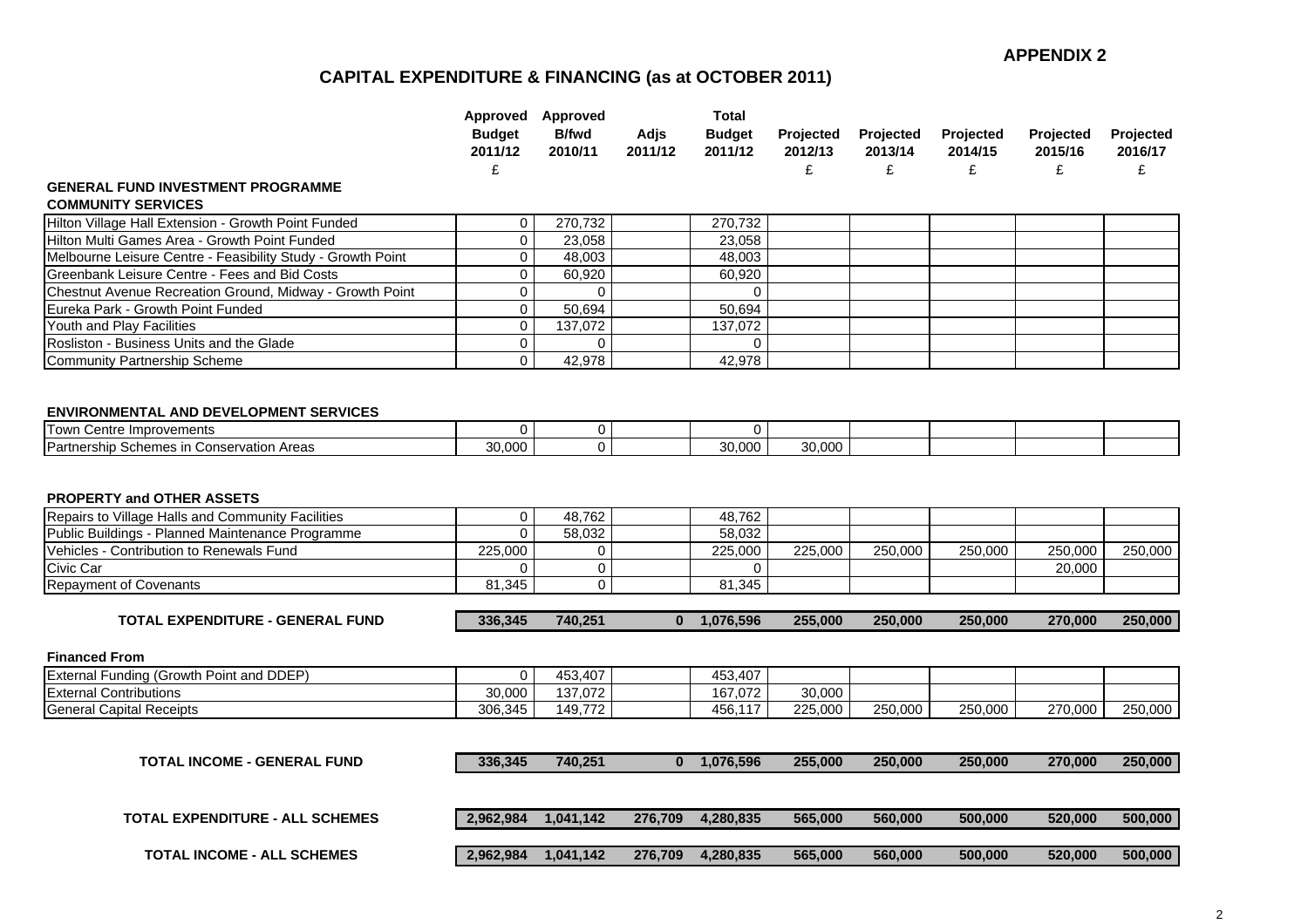**APPENDIX 2**

# CAPITAL EXPENDITURE & FINANCING (as at OCTOBER 2011)

| | Approved Budget 2011/12 £ | Approved B/fwd 2010/11 | Adjs 2011/12 | Total Budget 2011/12 | Projected 2012/13 £ | Projected 2013/14 £ | Projected 2014/15 £ | Projected 2015/16 £ | Projected 2016/17 £ |
|---|---|---|---|---|---|---|---|---|---|
| **GENERAL FUND INVESTMENT PROGRAMME** | | | | | | | | | |
| **COMMUNITY SERVICES** | | | | | | | | | |
| Hilton Village Hall Extension - Growth Point Funded | 0 | 270,732 | | 270,732 | | | | | |
| Hilton Multi Games Area - Growth Point Funded | 0 | 23,058 | | 23,058 | | | | | |
| Melbourne Leisure Centre - Feasibility Study - Growth Point | 0 | 48,003 | | 48,003 | | | | | |
| Greenbank Leisure Centre - Fees and Bid Costs | 0 | 60,920 | | 60,920 | | | | | |
| Chestnut Avenue Recreation Ground, Midway - Growth Point | 0 | 0 | | 0 | | | | | |
| Eureka Park - Growth Point Funded | 0 | 50,694 | | 50,694 | | | | | |
| Youth and Play Facilities | 0 | 137,072 | | 137,072 | | | | | |
| Rosliston - Business Units and the Glade | 0 | 0 | | 0 | | | | | |
| Community Partnership Scheme | 0 | 42,978 | | 42,978 | | | | | |
| **ENVIRONMENTAL AND DEVELOPMENT SERVICES** | | | | | | | | | |
| Town Centre Improvements | 0 | 0 | | 0 | | | | | |
| Partnership Schemes in Conservation Areas | 30,000 | 0 | | 30,000 | 30,000 | | | | |
| **PROPERTY and OTHER ASSETS** | | | | | | | | | |
| Repairs to Village Halls and Community Facilities | 0 | 48,762 | | 48,762 | | | | | |
| Public Buildings - Planned Maintenance Programme | 0 | 58,032 | | 58,032 | | | | | |
| Vehicles - Contribution to Renewals Fund | 225,000 | 0 | | 225,000 | 225,000 | 250,000 | 250,000 | 250,000 | 250,000 |
| Civic Car | 0 | 0 | | 0 | | | | 20,000 | |
| Repayment of Covenants | 81,345 | 0 | | 81,345 | | | | | |
| **TOTAL EXPENDITURE - GENERAL FUND** | **336,345** | **740,251** | **0** | **1,076,596** | **255,000** | **250,000** | **250,000** | **270,000** | **250,000** |
| **Financed From** | | | | | | | | | |
| External Funding (Growth Point and DDEP) | 0 | 453,407 | | 453,407 | | | | | |
| External Contributions | 30,000 | 137,072 | | 167,072 | 30,000 | | | | |
| General Capital Receipts | 306,345 | 149,772 | | 456,117 | 225,000 | 250,000 | 250,000 | 270,000 | 250,000 |
| **TOTAL INCOME - GENERAL FUND** | **336,345** | **740,251** | **0** | **1,076,596** | **255,000** | **250,000** | **250,000** | **270,000** | **250,000** |
| **TOTAL EXPENDITURE - ALL SCHEMES** | **2,962,984** | **1,041,142** | **276,709** | **4,280,835** | **565,000** | **560,000** | **500,000** | **520,000** | **500,000** |
| **TOTAL INCOME - ALL SCHEMES** | **2,962,984** | **1,041,142** | **276,709** | **4,280,835** | **565,000** | **560,000** | **500,000** | **520,000** | **500,000** |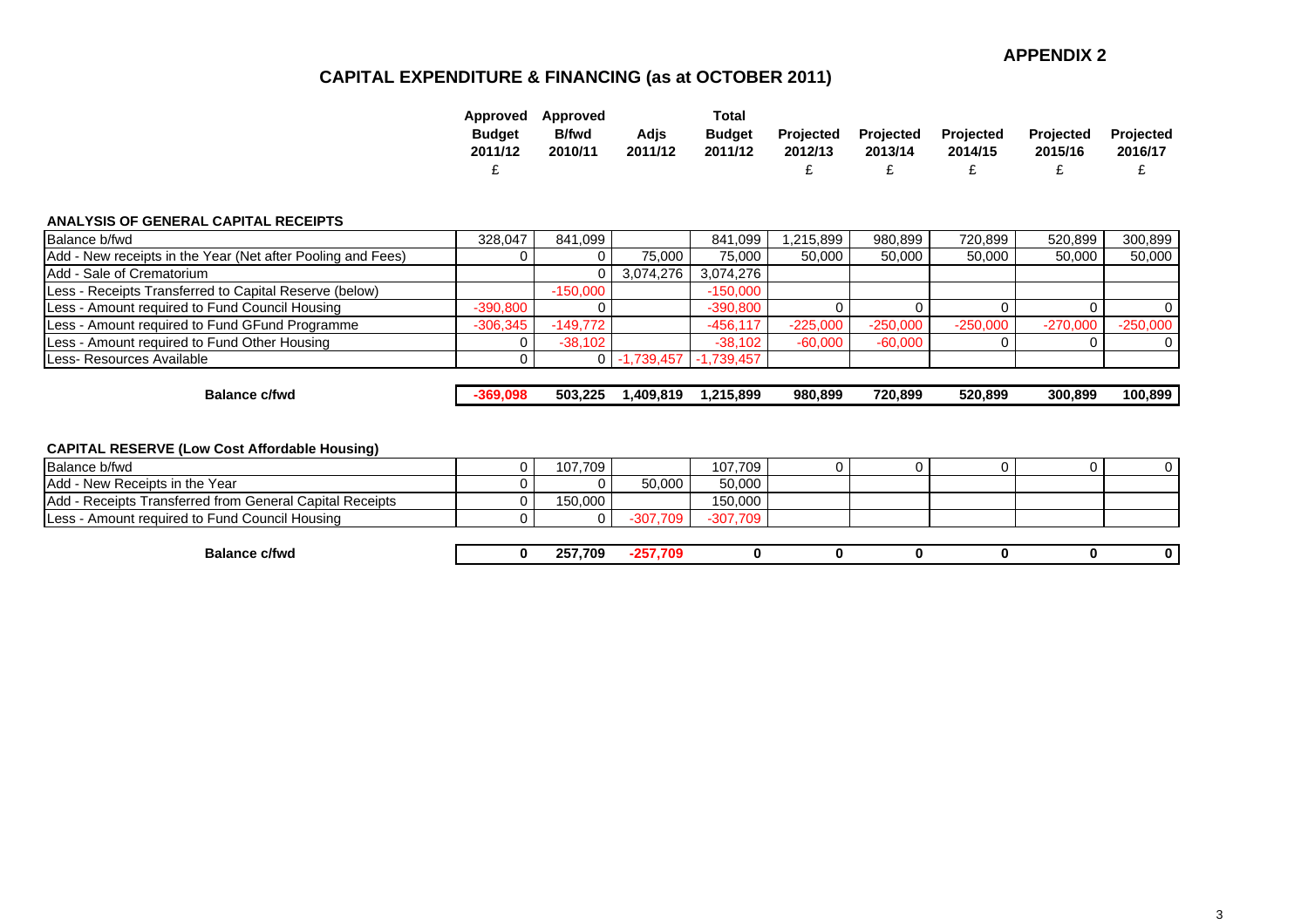**APPENDIX 2**

## CAPITAL EXPENDITURE & FINANCING (as at OCTOBER 2011)

| | Approved Budget 2011/12 £ | Approved B/fwd 2010/11 | Adjs 2011/12 | Total Budget 2011/12 | Projected 2012/13 £ | Projected 2013/14 £ | Projected 2014/15 £ | Projected 2015/16 £ | Projected 2016/17 £ |
|---|---|---|---|---|---|---|---|---|---|
| **ANALYSIS OF GENERAL CAPITAL RECEIPTS** | | | | | | | | | |
| Balance b/fwd | 328,047 | 841,099 | | 841,099 | 1,215,899 | 980,899 | 720,899 | 520,899 | 300,899 |
| Add - New receipts in the Year (Net after Pooling and Fees) | 0 | 0 | 75,000 | 75,000 | 50,000 | 50,000 | 50,000 | 50,000 | 50,000 |
| Add - Sale of Crematorium | | 0 | 3,074,276 | 3,074,276 | | | | | |
| Less - Receipts Transferred to Capital Reserve (below) | | -150,000 | | -150,000 | | | | | |
| Less - Amount required to Fund Council Housing | -390,800 | 0 | | -390,800 | 0 | 0 | 0 | 0 | 0 |
| Less - Amount required to Fund GFund Programme | -306,345 | -149,772 | | -456,117 | -225,000 | -250,000 | -250,000 | -270,000 | -250,000 |
| Less - Amount required to Fund Other Housing | 0 | -38,102 | | -38,102 | -60,000 | -60,000 | 0 | 0 | 0 |
| Less- Resources Available | 0 | 0 | -1,739,457 | -1,739,457 | | | | | |
| **Balance c/fwd** | **-369,098** | **503,225** | **1,409,819** | **1,215,899** | **980,899** | **720,899** | **520,899** | **300,899** | **100,899** |
| **CAPITAL RESERVE (Low Cost Affordable Housing)** | | | | | | | | | |
| Balance b/fwd | 0 | 107,709 | | 107,709 | 0 | 0 | 0 | 0 | 0 |
| Add - New Receipts in the Year | 0 | 0 | 50,000 | 50,000 | | | | | |
| Add - Receipts Transferred from General Capital Receipts | 0 | 150,000 | | 150,000 | | | | | |
| Less - Amount required to Fund Council Housing | 0 | 0 | -307,709 | -307,709 | | | | | |
| **Balance c/fwd** | **0** | **257,709** | **-257,709** | **0** | **0** | **0** | **0** | **0** | **0** |